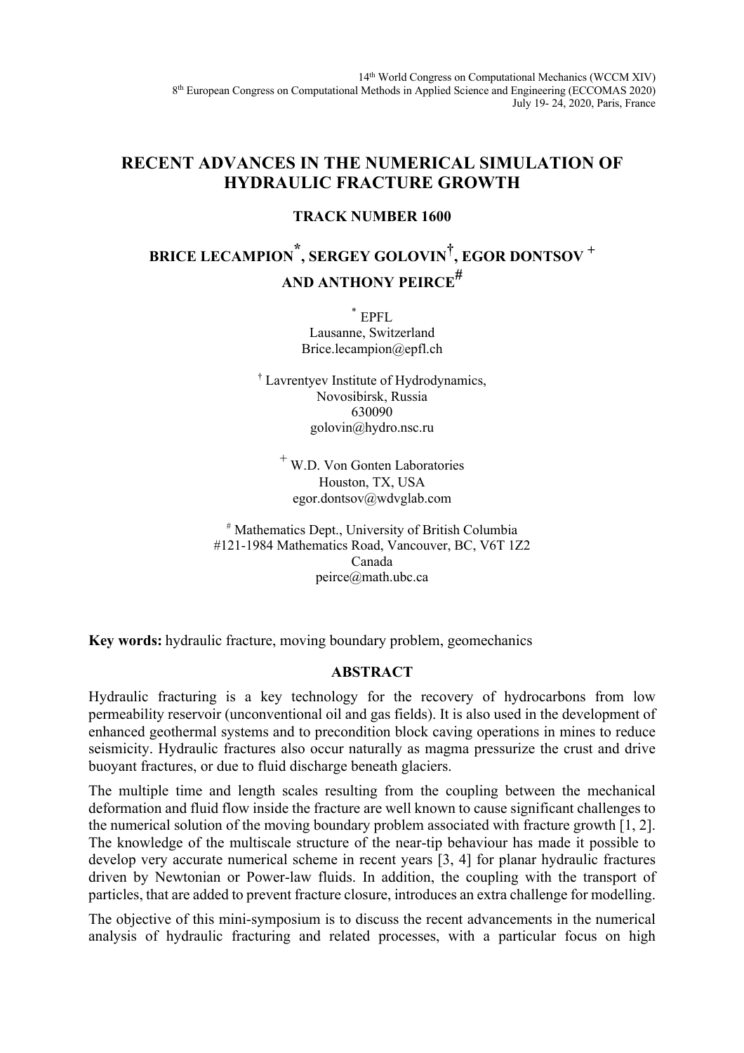14th World Congress on Computational Mechanics (WCCM XIV)
8th European Congress on Computational Methods in Applied Science and Engineering (ECCOMAS 2020)
July 19- 24, 2020, Paris, France

# RECENT ADVANCES IN THE NUMERICAL SIMULATION OF HYDRAULIC FRACTURE GROWTH

**TRACK NUMBER 1600**

**BRICE LECAMPION*, SERGEY GOLOVIN†, EGOR DONTSOV + AND ANTHONY PEIRCE#**

\* EPFL
Lausanne, Switzerland
Brice.lecampion@epfl.ch

† Lavrentyev Institute of Hydrodynamics,
Novosibirsk, Russia
630090
golovin@hydro.nsc.ru

\+ W.D. Von Gonten Laboratories
Houston, TX, USA
egor.dontsov@wdvglab.com

\# Mathematics Dept., University of British Columbia
#121-1984 Mathematics Road, Vancouver, BC, V6T 1Z2
Canada
peirce@math.ubc.ca

**Key words:** hydraulic fracture, moving boundary problem, geomechanics

## ABSTRACT

Hydraulic fracturing is a key technology for the recovery of hydrocarbons from low permeability reservoir (unconventional oil and gas fields). It is also used in the development of enhanced geothermal systems and to precondition block caving operations in mines to reduce seismicity. Hydraulic fractures also occur naturally as magma pressurize the crust and drive buoyant fractures, or due to fluid discharge beneath glaciers.

The multiple time and length scales resulting from the coupling between the mechanical deformation and fluid flow inside the fracture are well known to cause significant challenges to the numerical solution of the moving boundary problem associated with fracture growth [1, 2]. The knowledge of the multiscale structure of the near-tip behaviour has made it possible to develop very accurate numerical scheme in recent years [3, 4] for planar hydraulic fractures driven by Newtonian or Power-law fluids. In addition, the coupling with the transport of particles, that are added to prevent fracture closure, introduces an extra challenge for modelling.

The objective of this mini-symposium is to discuss the recent advancements in the numerical analysis of hydraulic fracturing and related processes, with a particular focus on high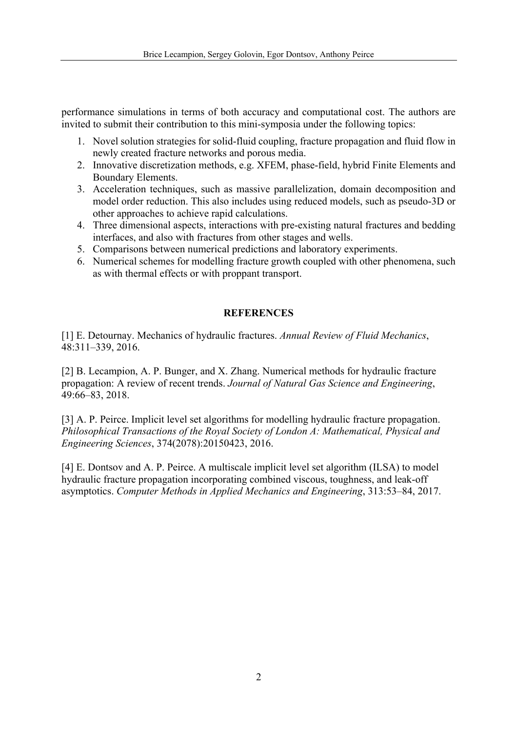performance simulations in terms of both accuracy and computational cost. The authors are invited to submit their contribution to this mini-symposia under the following topics:

1. Novel solution strategies for solid-fluid coupling, fracture propagation and fluid flow in newly created fracture networks and porous media.
2. Innovative discretization methods, e.g. XFEM, phase-field, hybrid Finite Elements and Boundary Elements.
3. Acceleration techniques, such as massive parallelization, domain decomposition and model order reduction. This also includes using reduced models, such as pseudo-3D or other approaches to achieve rapid calculations.
4. Three dimensional aspects, interactions with pre-existing natural fractures and bedding interfaces, and also with fractures from other stages and wells.
5. Comparisons between numerical predictions and laboratory experiments.
6. Numerical schemes for modelling fracture growth coupled with other phenomena, such as with thermal effects or with proppant transport.

## REFERENCES

[1] E. Detournay. Mechanics of hydraulic fractures. *Annual Review of Fluid Mechanics*, 48:311–339, 2016.

[2] B. Lecampion, A. P. Bunger, and X. Zhang. Numerical methods for hydraulic fracture propagation: A review of recent trends. *Journal of Natural Gas Science and Engineering*, 49:66–83, 2018.

[3] A. P. Peirce. Implicit level set algorithms for modelling hydraulic fracture propagation. *Philosophical Transactions of the Royal Society of London A: Mathematical, Physical and Engineering Sciences*, 374(2078):20150423, 2016.

[4] E. Dontsov and A. P. Peirce. A multiscale implicit level set algorithm (ILSA) to model hydraulic fracture propagation incorporating combined viscous, toughness, and leak-off asymptotics. *Computer Methods in Applied Mechanics and Engineering*, 313:53–84, 2017.